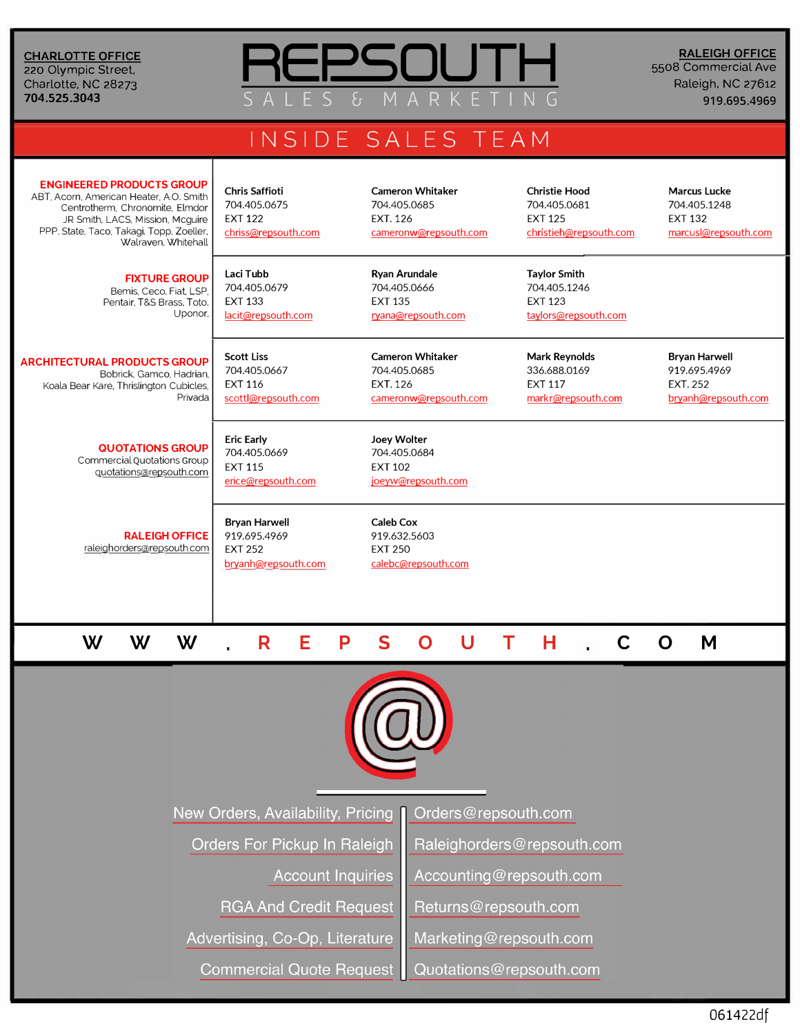**CHARLOTTE OFFICE**
220 Olympic Street,
Charlotte, NC 28273
**704.525.3043**

# REPSOUTH
SALES & MARKETING

**RALEIGH OFFICE**
5508 Commercial Ave
Raleigh, NC 27612
919.695.4969

## INSIDE SALES TEAM

| | | | | |
|---|---|---|---|---|
| **ENGINEERED PRODUCTS GROUP**<br>ABT, Acorn, American Heater, A.O. Smith Centrotherm, Chronomite, Elmdor JR Smith, LACS, Mission, Mcguire PPP, State, Taco, Takagi, Topp, Zoeller, Walraven, Whitehall | **Chris Saffioti**<br>704.405.0675<br>EXT 122<br>chriss@repsouth.com | **Cameron Whitaker**<br>704.405.0685<br>EXT. 126<br>cameronw@repsouth.com | **Christie Hood**<br>704.405.0681<br>EXT 125<br>christieh@repsouth.com | **Marcus Lucke**<br>704.405.1248<br>EXT 132<br>marcusl@repsouth.com |
| **FIXTURE GROUP**<br>Bemis, Ceco, Fiat, LSP, Pentair, T&S Brass, Toto, Uponor, | **Laci Tubb**<br>704.405.0679<br>EXT 133<br>lacit@repsouth.com | **Ryan Arundale**<br>704.405.0666<br>EXT 135<br>ryana@repsouth.com | **Taylor Smith**<br>704.405.1246<br>EXT 123<br>taylors@repsouth.com | |
| **ARCHITECTURAL PRODUCTS GROUP**<br>Bobrick, Gamco, Hadrian, Koala Bear Kare, Thrislington Cubicles, Privada | **Scott Liss**<br>704.405.0667<br>EXT 116<br>scottl@repsouth.com | **Cameron Whitaker**<br>704.405.0685<br>EXT. 126<br>cameronw@repsouth.com | **Mark Reynolds**<br>336.688.0169<br>EXT 117<br>markr@repsouth.com | **Bryan Harwell**<br>919.695.4969<br>EXT. 252<br>bryanh@repsouth.com |
| **QUOTATIONS GROUP**<br>Commercial Quotations Group<br>quotations@repsouth.com | **Eric Early**<br>704.405.0669<br>EXT 115<br>erice@repsouth.com | **Joey Wolter**<br>704.405.0684<br>EXT 102<br>joeyw@repsouth.com | | |
| **RALEIGH OFFICE**<br>raleighorders@repsouth.com | **Bryan Harwell**<br>919.695.4969<br>EXT 252<br>bryanh@repsouth.com | **Caleb Cox**<br>919.632.5603<br>EXT 250<br>calebc@repsouth.com | | |

W W W . R E P S O U T H . C O M

| | |
|---|---|
| New Orders, Availability, Pricing | Orders@repsouth.com |
| Orders For Pickup In Raleigh | Raleighorders@repsouth.com |
| Account Inquiries | Accounting@repsouth.com |
| RGA And Credit Request | Returns@repsouth.com |
| Advertising, Co-Op, Literature | Marketing@repsouth.com |
| Commercial Quote Request | Quotations@repsouth.com |

061422df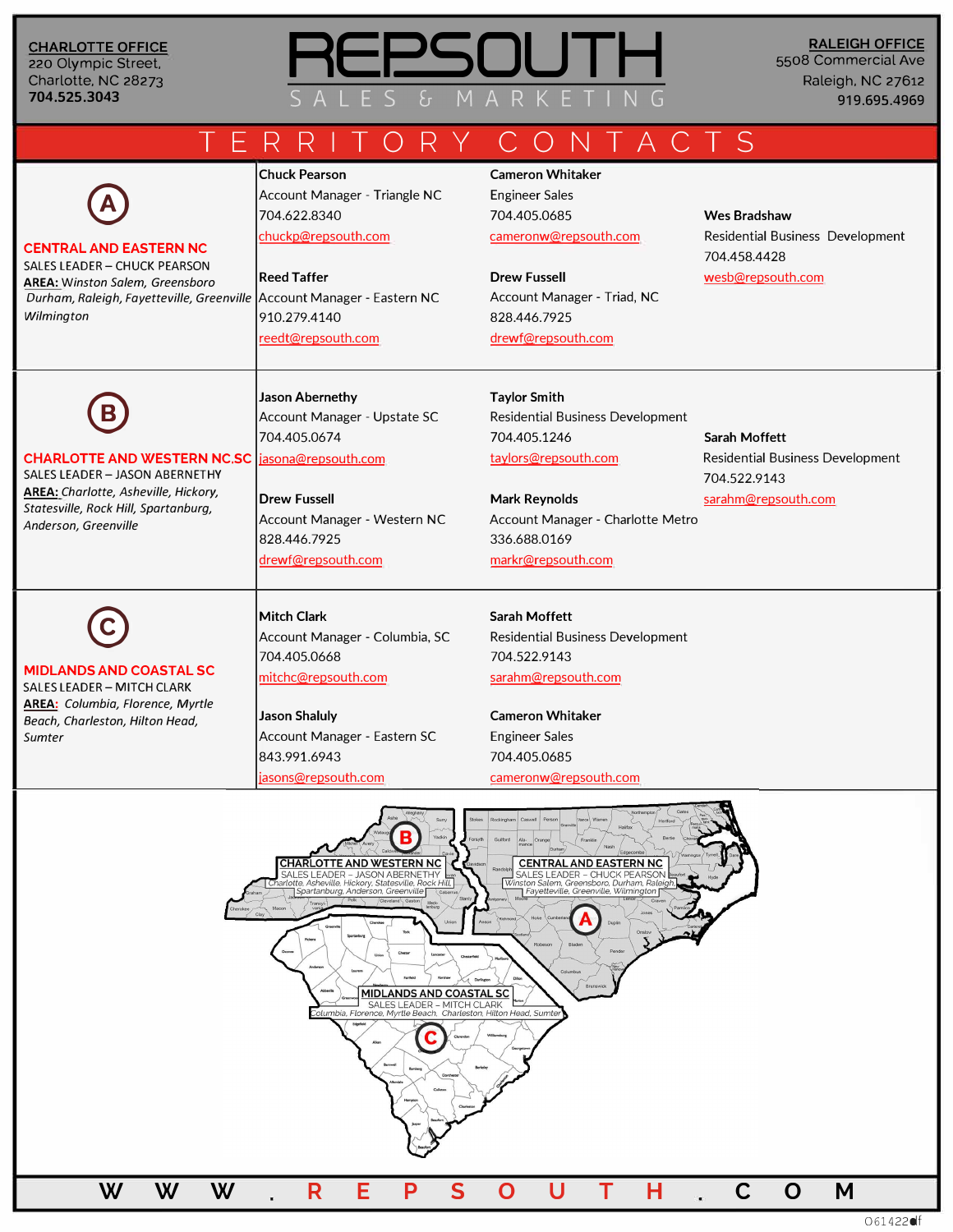**CHARLOTTE OFFICE**
220 Olympic Street,
Charlotte, NC 28273
**704.525.3043**

# REPSOUTH
SALES & MARKETING

**RALEIGH OFFICE**
5508 Commercial Ave
Raleigh, NC 27612
**919.695.4969**

## TERRITORY CONTACTS

### A — CENTRAL AND EASTERN NC

SALES LEADER – CHUCK PEARSON

**AREA:** *Winston Salem, Greensboro Durham, Raleigh, Fayetteville, Greenville Wilmington*

**Chuck Pearson**
Account Manager - Triangle NC
704.622.8340
chuckp@repsouth.com

**Cameron Whitaker**
Engineer Sales
704.405.0685
cameronw@repsouth.com

**Wes Bradshaw**
Residential Business Development
704.458.4428
wesb@repsouth.com

**Reed Taffer**
Account Manager - Eastern NC
910.279.4140
reedt@repsouth.com

**Drew Fussell**
Account Manager - Triad, NC
828.446.7925
drewf@repsouth.com

### B — CHARLOTTE AND WESTERN NC.SC

SALES LEADER – JASON ABERNETHY

**AREA:** *Charlotte, Asheville, Hickory, Statesville, Rock Hill, Spartanburg, Anderson, Greenville*

**Jason Abernethy**
Account Manager - Upstate SC
704.405.0674
jasona@repsouth.com

**Taylor Smith**
Residential Business Development
704.405.1246
taylors@repsouth.com

**Sarah Moffett**
Residential Business Development
704.522.9143
sarahm@repsouth.com

**Drew Fussell**
Account Manager - Western NC
828.446.7925
drewf@repsouth.com

**Mark Reynolds**
Account Manager - Charlotte Metro
336.688.0169
markr@repsouth.com

### C — MIDLANDS AND COASTAL SC

SALES LEADER – MITCH CLARK

**AREA:** *Columbia, Florence, Myrtle Beach, Charleston, Hilton Head, Sumter*

**Mitch Clark**
Account Manager - Columbia, SC
704.405.0668
mitchc@repsouth.com

**Sarah Moffett**
Residential Business Development
704.522.9143
sarahm@repsouth.com

**Jason Shaluly**
Account Manager - Eastern SC
843.991.6943
jasons@repsouth.com

**Cameron Whitaker**
Engineer Sales
704.405.0685
cameronw@repsouth.com

CHARLOTTE AND WESTERN NC
SALES LEADER – JASON ABERNETHY
Charlotte, Asheville, Hickory, Statesville, Rock Hill, Spartanburg, Anderson, Greenville

CENTRAL AND EASTERN NC
SALES LEADER – CHUCK PEARSON
Winston Salem, Greensboro, Durham, Raleigh, Fayetteville, Greenville, Wilmington

MIDLANDS AND COASTAL SC
SALES LEADER – MITCH CLARK
Columbia, Florence, Myrtle Beach, Charleston, Hilton Head, Sumter

WWW.REPSOUTH.COM